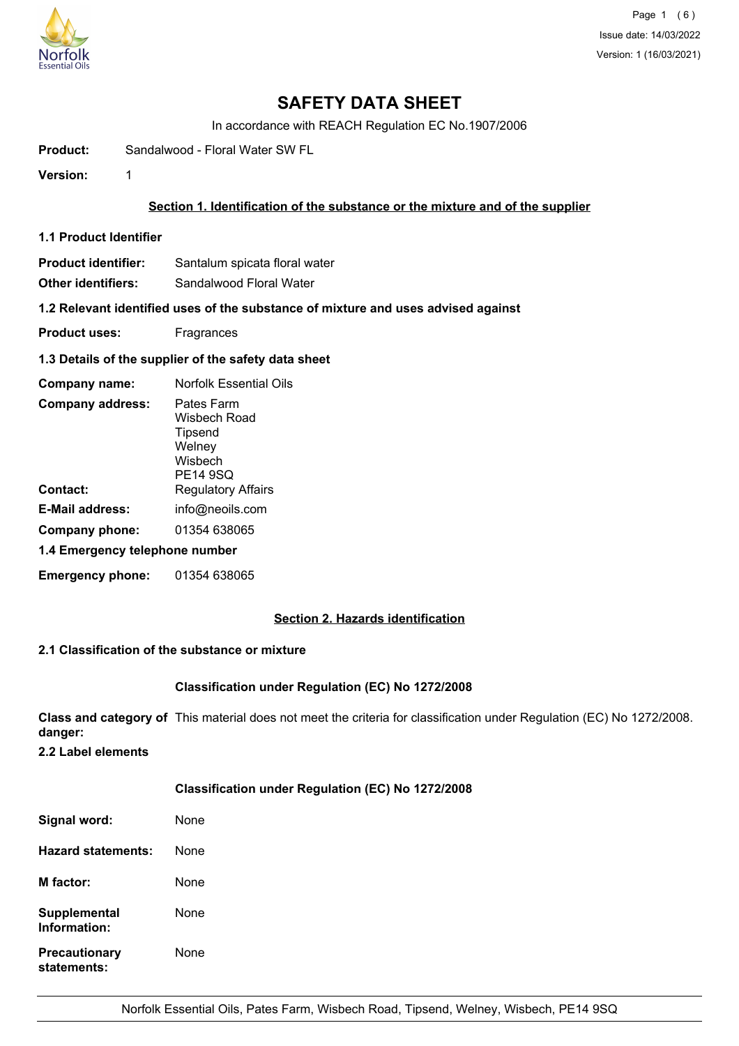# SAFETY DATA SHEET

In accordance with REACH Regulation EC No.1907/2006

**Product:** Sandalwood - Floral Water SW FL

**Version:** 1

## Section 1. Identification of the substance or the mixture and of the supplier

### 1.1 Product Identifier

**Product identifier:** Santalum spicata floral water

**Other identifiers:** Sandalwood Floral Water

### 1.2 Relevant identified uses of the substance of mixture and uses advised against

**Product uses:** Fragrances

### 1.3 Details of the supplier of the safety data sheet

**Company name:** Norfolk Essential Oils

**Company address:** Pates Farm
Wisbech Road
Tipsend
Welney
Wisbech
PE14 9SQ

**Contact:** Regulatory Affairs

**E-Mail address:** info@neoils.com

**Company phone:** 01354 638065

### 1.4 Emergency telephone number

**Emergency phone:** 01354 638065

## Section 2. Hazards identification

### 2.1 Classification of the substance or mixture

**Classification under Regulation (EC) No 1272/2008**

**Class and category of danger:** This material does not meet the criteria for classification under Regulation (EC) No 1272/2008.

### 2.2 Label elements

**Classification under Regulation (EC) No 1272/2008**

**Signal word:** None

**Hazard statements:** None

**M factor:** None

**Supplemental Information:** None

**Precautionary statements:** None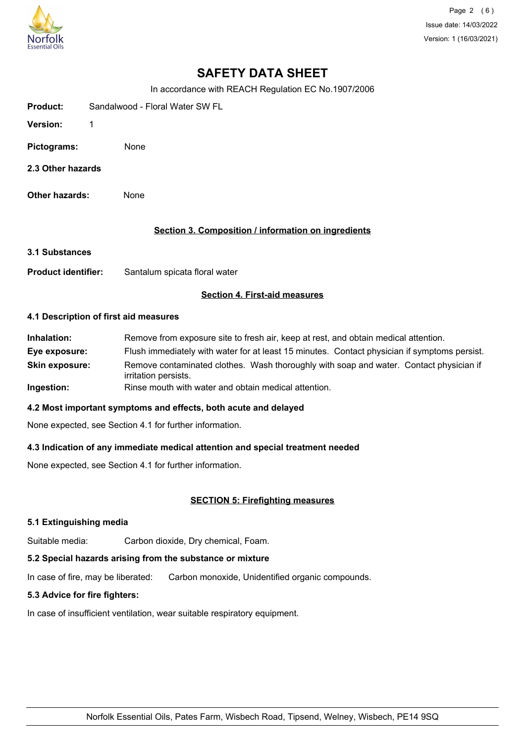# SAFETY DATA SHEET

In accordance with REACH Regulation EC No.1907/2006

**Product:** Sandalwood - Floral Water SW FL

**Version:** 1

**Pictograms:** None

**2.3 Other hazards**

**Other hazards:** None

## Section 3. Composition / information on ingredients

**3.1 Substances**

**Product identifier:** Santalum spicata floral water

## Section 4. First-aid measures

**4.1 Description of first aid measures**

**Inhalation:** Remove from exposure site to fresh air, keep at rest, and obtain medical attention.

**Eye exposure:** Flush immediately with water for at least 15 minutes. Contact physician if symptoms persist.

**Skin exposure:** Remove contaminated clothes. Wash thoroughly with soap and water. Contact physician if irritation persists.

**Ingestion:** Rinse mouth with water and obtain medical attention.

**4.2 Most important symptoms and effects, both acute and delayed**

None expected, see Section 4.1 for further information.

**4.3 Indication of any immediate medical attention and special treatment needed**

None expected, see Section 4.1 for further information.

## SECTION 5: Firefighting measures

**5.1 Extinguishing media**

Suitable media: Carbon dioxide, Dry chemical, Foam.

**5.2 Special hazards arising from the substance or mixture**

In case of fire, may be liberated: Carbon monoxide, Unidentified organic compounds.

**5.3 Advice for fire fighters:**

In case of insufficient ventilation, wear suitable respiratory equipment.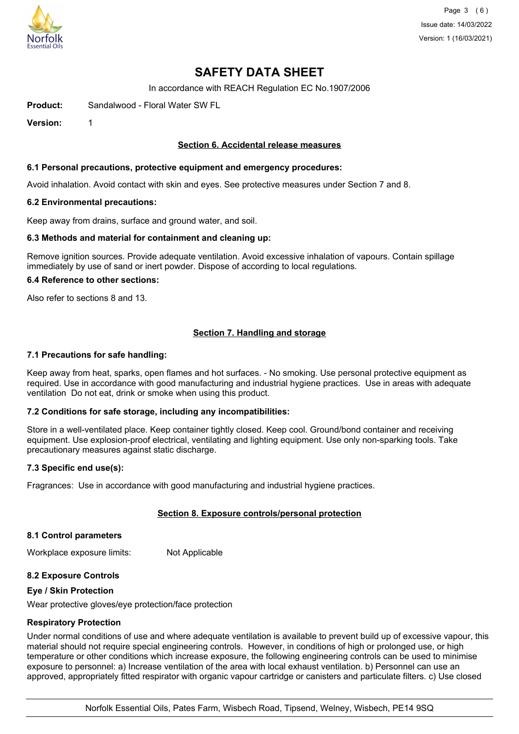# SAFETY DATA SHEET

In accordance with REACH Regulation EC No.1907/2006

**Product:** Sandalwood - Floral Water SW FL

**Version:** 1

## Section 6. Accidental release measures

### 6.1 Personal precautions, protective equipment and emergency procedures:

Avoid inhalation. Avoid contact with skin and eyes. See protective measures under Section 7 and 8.

### 6.2 Environmental precautions:

Keep away from drains, surface and ground water, and soil.

### 6.3 Methods and material for containment and cleaning up:

Remove ignition sources. Provide adequate ventilation. Avoid excessive inhalation of vapours. Contain spillage immediately by use of sand or inert powder. Dispose of according to local regulations.

### 6.4 Reference to other sections:

Also refer to sections 8 and 13.

## Section 7. Handling and storage

### 7.1 Precautions for safe handling:

Keep away from heat, sparks, open flames and hot surfaces. - No smoking. Use personal protective equipment as required. Use in accordance with good manufacturing and industrial hygiene practices. Use in areas with adequate ventilation Do not eat, drink or smoke when using this product.

### 7.2 Conditions for safe storage, including any incompatibilities:

Store in a well-ventilated place. Keep container tightly closed. Keep cool. Ground/bond container and receiving equipment. Use explosion-proof electrical, ventilating and lighting equipment. Use only non-sparking tools. Take precautionary measures against static discharge.

### 7.3 Specific end use(s):

Fragrances: Use in accordance with good manufacturing and industrial hygiene practices.

## Section 8. Exposure controls/personal protection

### 8.1 Control parameters

Workplace exposure limits: Not Applicable

### 8.2 Exposure Controls

**Eye / Skin Protection**

Wear protective gloves/eye protection/face protection

**Respiratory Protection**

Under normal conditions of use and where adequate ventilation is available to prevent build up of excessive vapour, this material should not require special engineering controls. However, in conditions of high or prolonged use, or high temperature or other conditions which increase exposure, the following engineering controls can be used to minimise exposure to personnel: a) Increase ventilation of the area with local exhaust ventilation. b) Personnel can use an approved, appropriately fitted respirator with organic vapour cartridge or canisters and particulate filters. c) Use closed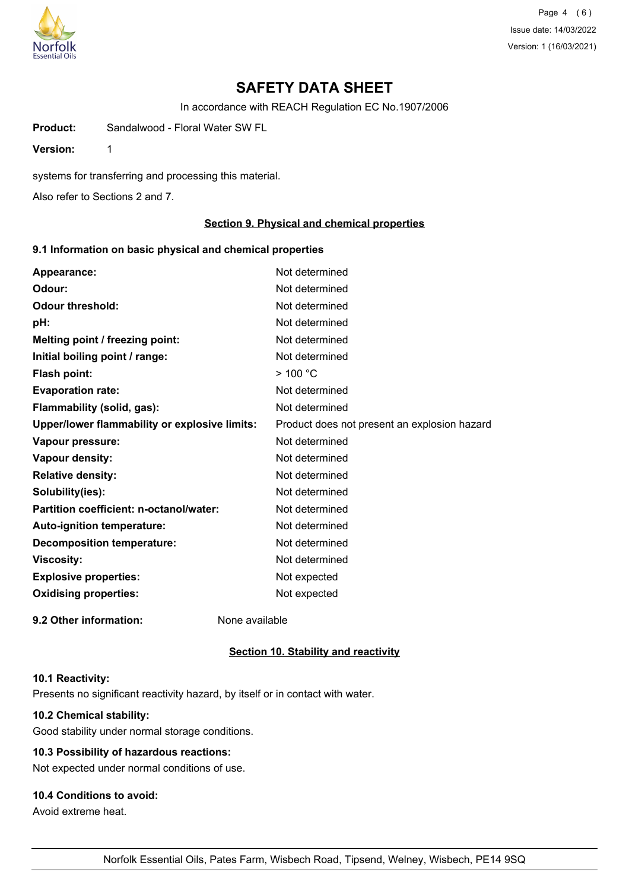# SAFETY DATA SHEET

In accordance with REACH Regulation EC No.1907/2006

**Product:** Sandalwood - Floral Water SW FL

**Version:** 1

systems for transferring and processing this material.

Also refer to Sections 2 and 7.

## Section 9. Physical and chemical properties

### 9.1 Information on basic physical and chemical properties

| | |
|---|---|
| **Appearance:** | Not determined |
| **Odour:** | Not determined |
| **Odour threshold:** | Not determined |
| **pH:** | Not determined |
| **Melting point / freezing point:** | Not determined |
| **Initial boiling point / range:** | Not determined |
| **Flash point:** | > 100 °C |
| **Evaporation rate:** | Not determined |
| **Flammability (solid, gas):** | Not determined |
| **Upper/lower flammability or explosive limits:** | Product does not present an explosion hazard |
| **Vapour pressure:** | Not determined |
| **Vapour density:** | Not determined |
| **Relative density:** | Not determined |
| **Solubility(ies):** | Not determined |
| **Partition coefficient: n-octanol/water:** | Not determined |
| **Auto-ignition temperature:** | Not determined |
| **Decomposition temperature:** | Not determined |
| **Viscosity:** | Not determined |
| **Explosive properties:** | Not expected |
| **Oxidising properties:** | Not expected |

**9.2 Other information:** None available

## Section 10. Stability and reactivity

**10.1 Reactivity:**
Presents no significant reactivity hazard, by itself or in contact with water.

**10.2 Chemical stability:**
Good stability under normal storage conditions.

**10.3 Possibility of hazardous reactions:**
Not expected under normal conditions of use.

**10.4 Conditions to avoid:**
Avoid extreme heat.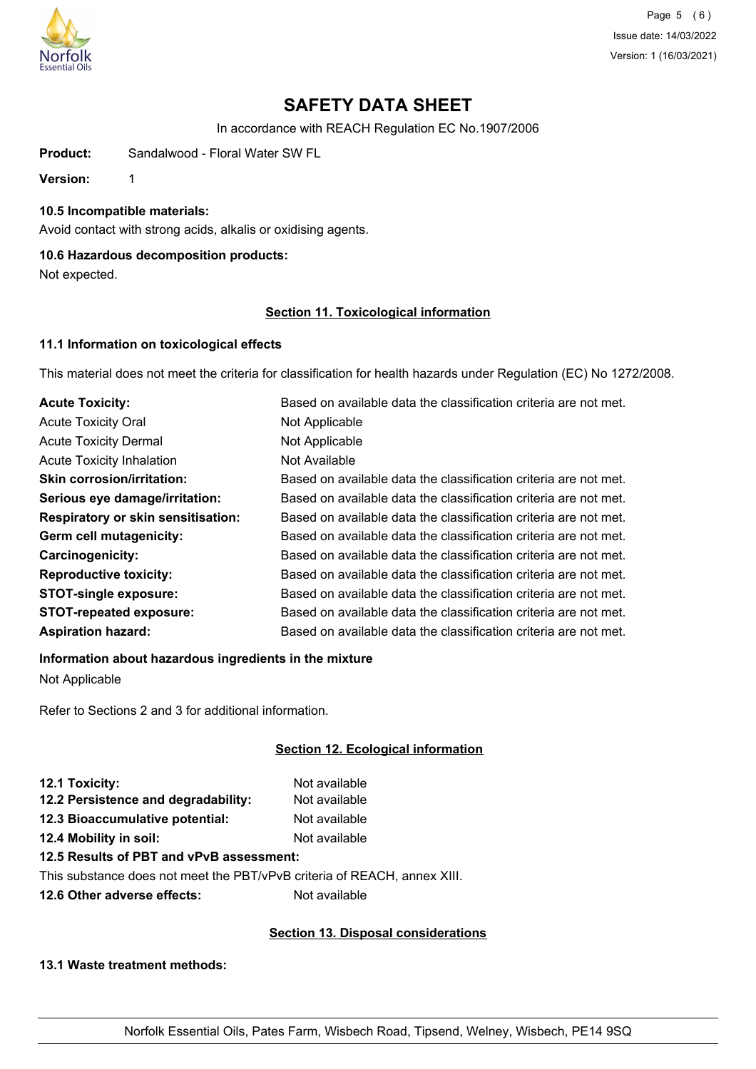# SAFETY DATA SHEET

In accordance with REACH Regulation EC No.1907/2006

**Product:** Sandalwood - Floral Water SW FL

**Version:** 1

### 10.5 Incompatible materials:

Avoid contact with strong acids, alkalis or oxidising agents.

### 10.6 Hazardous decomposition products:

Not expected.

## Section 11. Toxicological information

### 11.1 Information on toxicological effects

This material does not meet the criteria for classification for health hazards under Regulation (EC) No 1272/2008.

| | |
|---|---|
| **Acute Toxicity:** | Based on available data the classification criteria are not met. |
| Acute Toxicity Oral | Not Applicable |
| Acute Toxicity Dermal | Not Applicable |
| Acute Toxicity Inhalation | Not Available |
| **Skin corrosion/irritation:** | Based on available data the classification criteria are not met. |
| **Serious eye damage/irritation:** | Based on available data the classification criteria are not met. |
| **Respiratory or skin sensitisation:** | Based on available data the classification criteria are not met. |
| **Germ cell mutagenicity:** | Based on available data the classification criteria are not met. |
| **Carcinogenicity:** | Based on available data the classification criteria are not met. |
| **Reproductive toxicity:** | Based on available data the classification criteria are not met. |
| **STOT-single exposure:** | Based on available data the classification criteria are not met. |
| **STOT-repeated exposure:** | Based on available data the classification criteria are not met. |
| **Aspiration hazard:** | Based on available data the classification criteria are not met. |

### Information about hazardous ingredients in the mixture

Not Applicable

Refer to Sections 2 and 3 for additional information.

## Section 12. Ecological information

| | |
|---|---|
| **12.1 Toxicity:** | Not available |
| **12.2 Persistence and degradability:** | Not available |
| **12.3 Bioaccumulative potential:** | Not available |
| **12.4 Mobility in soil:** | Not available |

**12.5 Results of PBT and vPvB assessment:**

This substance does not meet the PBT/vPvB criteria of REACH, annex XIII.

**12.6 Other adverse effects:** Not available

## Section 13. Disposal considerations

### 13.1 Waste treatment methods:

Norfolk Essential Oils, Pates Farm, Wisbech Road, Tipsend, Welney, Wisbech, PE14 9SQ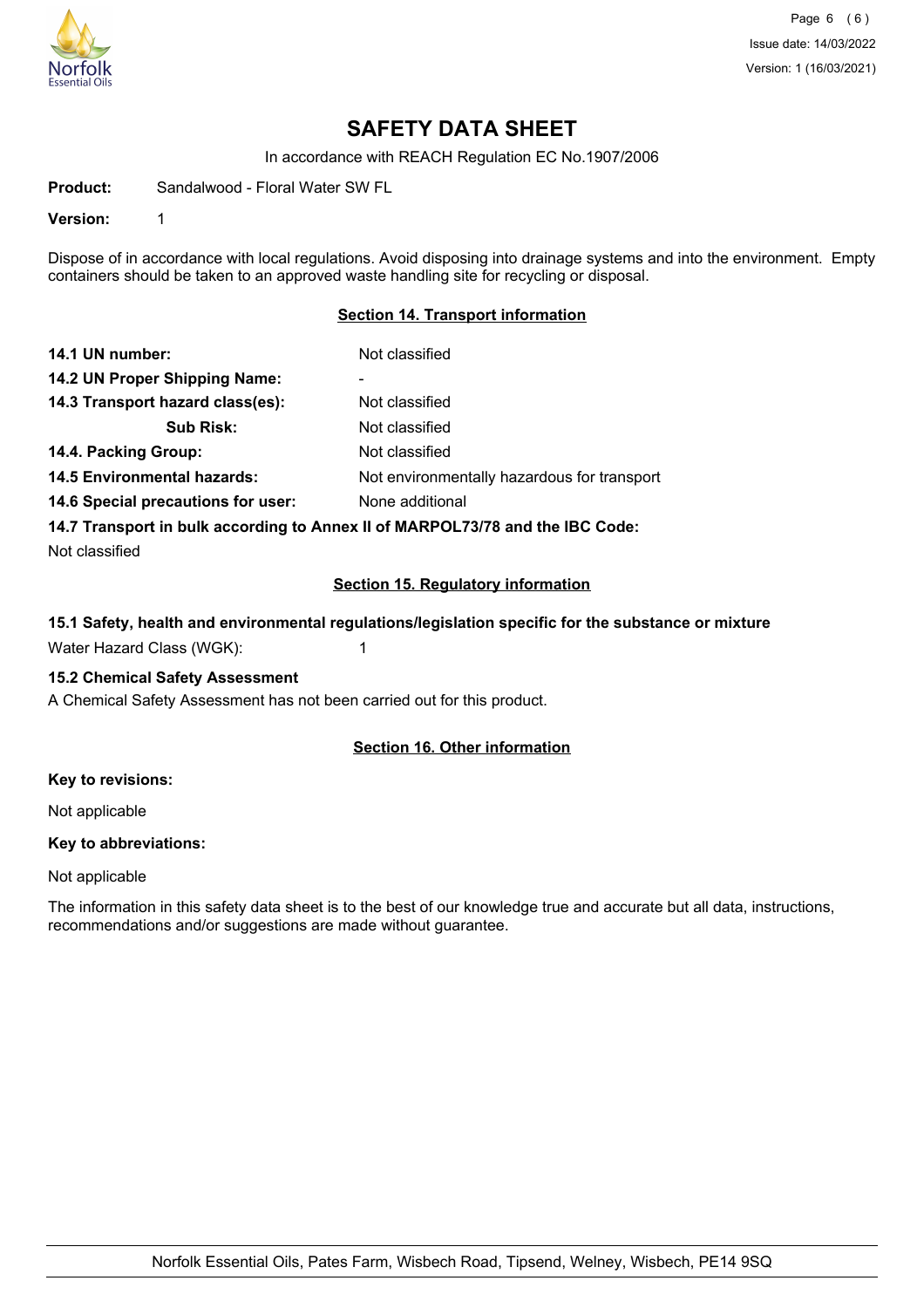# SAFETY DATA SHEET

In accordance with REACH Regulation EC No.1907/2006

**Product:** Sandalwood - Floral Water SW FL

**Version:** 1

Dispose of in accordance with local regulations. Avoid disposing into drainage systems and into the environment. Empty containers should be taken to an approved waste handling site for recycling or disposal.

## Section 14. Transport information

| | |
|---|---|
| **14.1 UN number:** | Not classified |
| **14.2 UN Proper Shipping Name:** | - |
| **14.3 Transport hazard class(es):** | Not classified |
| **Sub Risk:** | Not classified |
| **14.4. Packing Group:** | Not classified |
| **14.5 Environmental hazards:** | Not environmentally hazardous for transport |
| **14.6 Special precautions for user:** | None additional |

**14.7 Transport in bulk according to Annex II of MARPOL73/78 and the IBC Code:**

Not classified

## Section 15. Regulatory information

**15.1 Safety, health and environmental regulations/legislation specific for the substance or mixture**

Water Hazard Class (WGK): 1

**15.2 Chemical Safety Assessment**

A Chemical Safety Assessment has not been carried out for this product.

## Section 16. Other information

**Key to revisions:**

Not applicable

**Key to abbreviations:**

Not applicable

The information in this safety data sheet is to the best of our knowledge true and accurate but all data, instructions, recommendations and/or suggestions are made without guarantee.